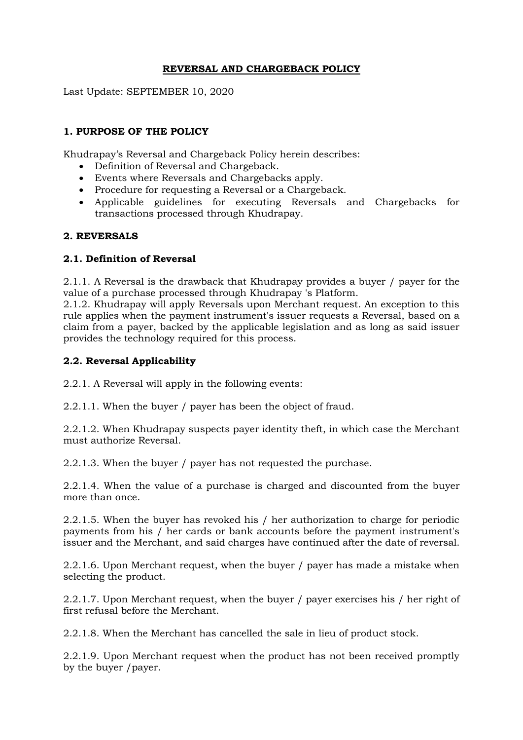# REVERSAL AND CHARGEBACK POLICY

Last Update: SEPTEMBER 10, 2020

## 1. PURPOSE OF THE POLICY

Khudrapay's Reversal and Chargeback Policy herein describes:

- Definition of Reversal and Chargeback.
- Events where Reversals and Chargebacks apply.
- Procedure for requesting a Reversal or a Chargeback.
- Applicable guidelines for executing Reversals and Chargebacks for transactions processed through Khudrapay.

## 2. REVERSALS

### 2.1. Definition of Reversal

2.1.1. A Reversal is the drawback that Khudrapay provides a buyer / payer for the value of a purchase processed through Khudrapay 's Platform.
2.1.2. Khudrapay will apply Reversals upon Merchant request. An exception to this rule applies when the payment instrument's issuer requests a Reversal, based on a claim from a payer, backed by the applicable legislation and as long as said issuer provides the technology required for this process.

### 2.2. Reversal Applicability

2.2.1. A Reversal will apply in the following events:

2.2.1.1. When the buyer / payer has been the object of fraud.

2.2.1.2. When Khudrapay suspects payer identity theft, in which case the Merchant must authorize Reversal.

2.2.1.3. When the buyer / payer has not requested the purchase.

2.2.1.4. When the value of a purchase is charged and discounted from the buyer more than once.

2.2.1.5. When the buyer has revoked his / her authorization to charge for periodic payments from his / her cards or bank accounts before the payment instrument's issuer and the Merchant, and said charges have continued after the date of reversal.

2.2.1.6. Upon Merchant request, when the buyer / payer has made a mistake when selecting the product.

2.2.1.7. Upon Merchant request, when the buyer / payer exercises his / her right of first refusal before the Merchant.

2.2.1.8. When the Merchant has cancelled the sale in lieu of product stock.

2.2.1.9. Upon Merchant request when the product has not been received promptly by the buyer /payer.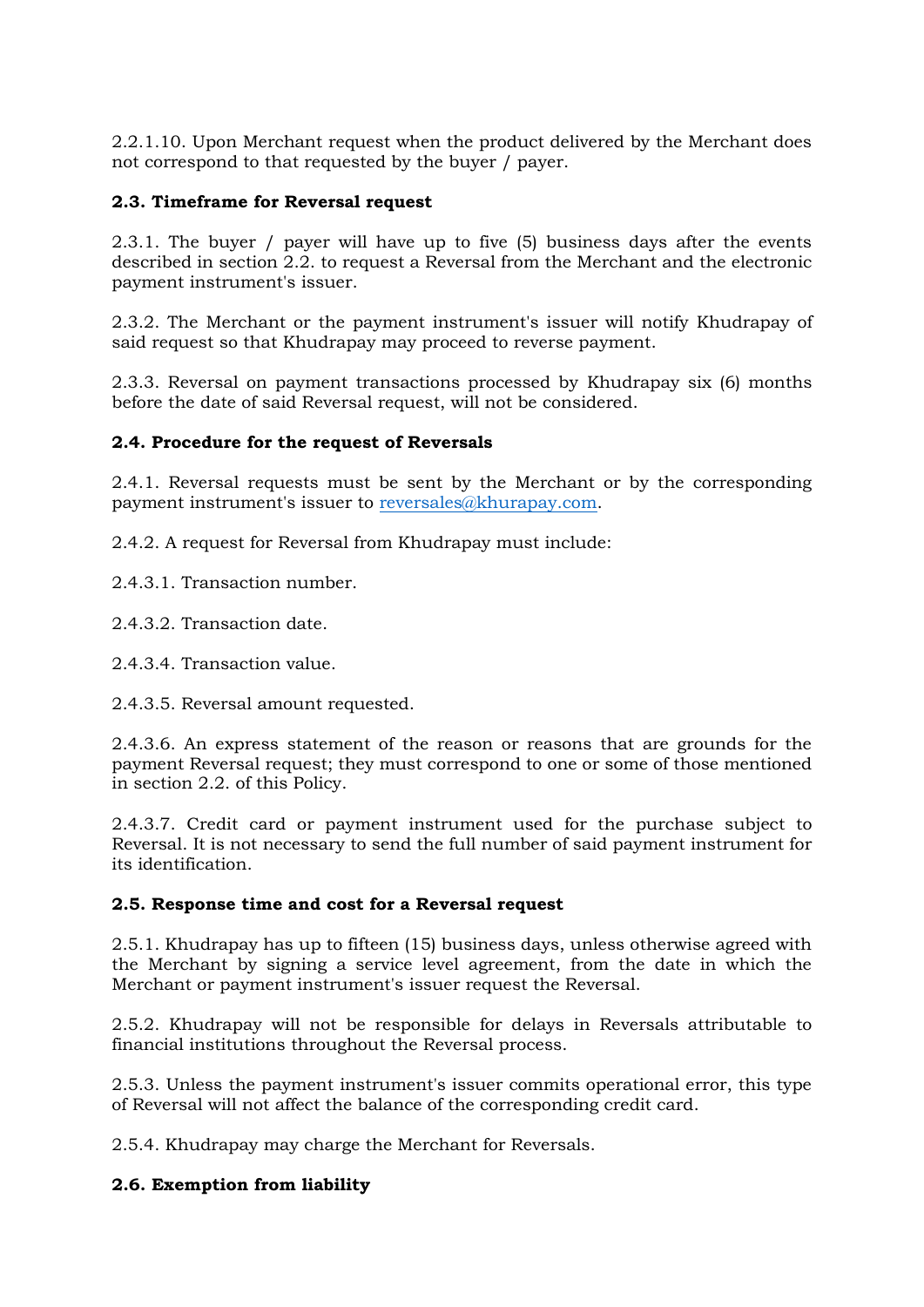2.2.1.10. Upon Merchant request when the product delivered by the Merchant does not correspond to that requested by the buyer / payer.

### 2.3. Timeframe for Reversal request

2.3.1. The buyer / payer will have up to five (5) business days after the events described in section 2.2. to request a Reversal from the Merchant and the electronic payment instrument's issuer.

2.3.2. The Merchant or the payment instrument's issuer will notify Khudrapay of said request so that Khudrapay may proceed to reverse payment.

2.3.3. Reversal on payment transactions processed by Khudrapay six (6) months before the date of said Reversal request, will not be considered.

### 2.4. Procedure for the request of Reversals

2.4.1. Reversal requests must be sent by the Merchant or by the corresponding payment instrument's issuer to reversales@khurapay.com.

2.4.2. A request for Reversal from Khudrapay must include:

2.4.3.1. Transaction number.

2.4.3.2. Transaction date.

2.4.3.4. Transaction value.

2.4.3.5. Reversal amount requested.

2.4.3.6. An express statement of the reason or reasons that are grounds for the payment Reversal request; they must correspond to one or some of those mentioned in section 2.2. of this Policy.

2.4.3.7. Credit card or payment instrument used for the purchase subject to Reversal. It is not necessary to send the full number of said payment instrument for its identification.

### 2.5. Response time and cost for a Reversal request

2.5.1. Khudrapay has up to fifteen (15) business days, unless otherwise agreed with the Merchant by signing a service level agreement, from the date in which the Merchant or payment instrument's issuer request the Reversal.

2.5.2. Khudrapay will not be responsible for delays in Reversals attributable to financial institutions throughout the Reversal process.

2.5.3. Unless the payment instrument's issuer commits operational error, this type of Reversal will not affect the balance of the corresponding credit card.

2.5.4. Khudrapay may charge the Merchant for Reversals.

### 2.6. Exemption from liability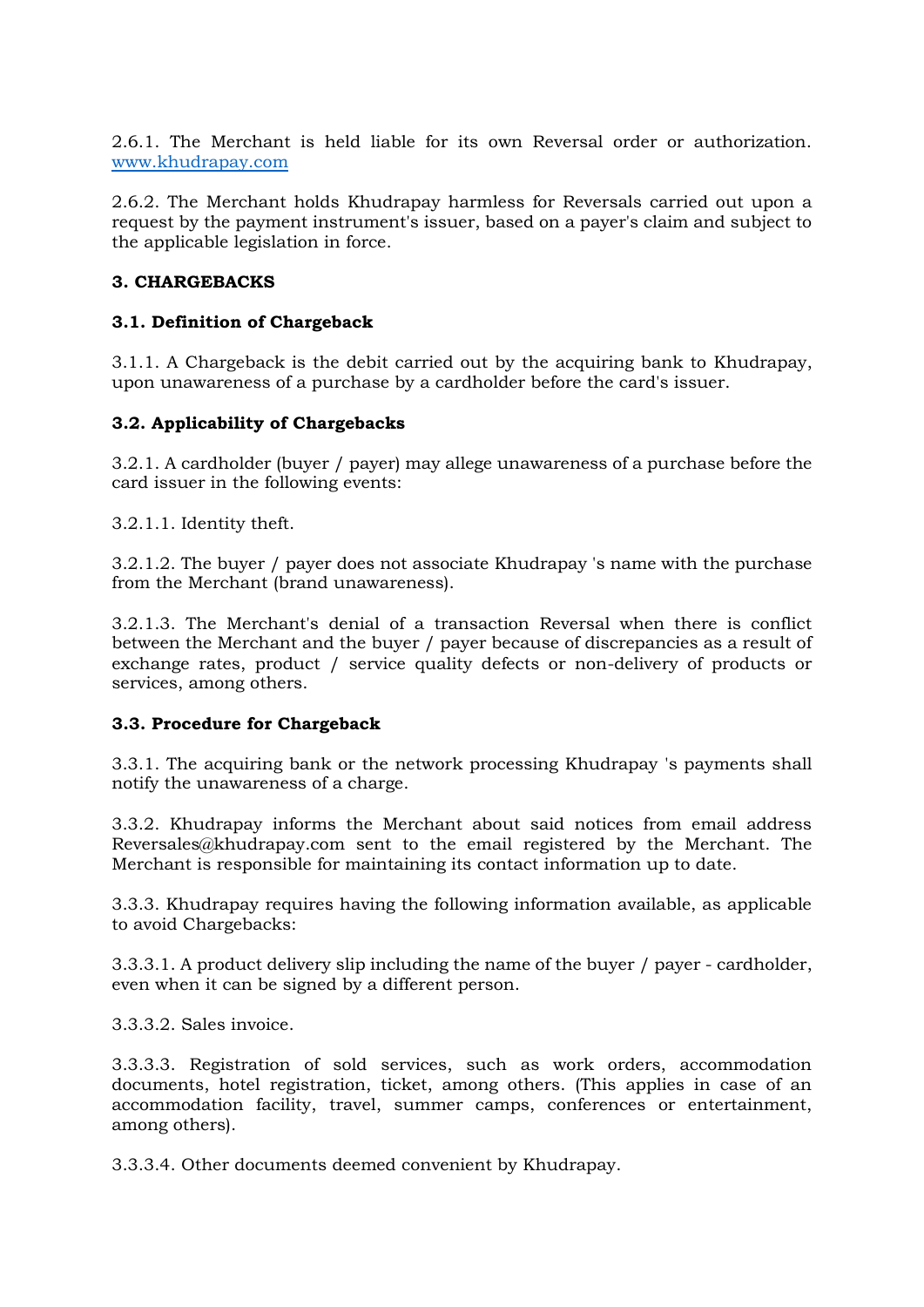2.6.1. The Merchant is held liable for its own Reversal order or authorization. [www.khudrapay.com](http://www.khudrapay.com)

2.6.2. The Merchant holds Khudrapay harmless for Reversals carried out upon a request by the payment instrument's issuer, based on a payer's claim and subject to the applicable legislation in force.

**3. CHARGEBACKS**

**3.1. Definition of Chargeback**

3.1.1. A Chargeback is the debit carried out by the acquiring bank to Khudrapay, upon unawareness of a purchase by a cardholder before the card's issuer.

**3.2. Applicability of Chargebacks**

3.2.1. A cardholder (buyer / payer) may allege unawareness of a purchase before the card issuer in the following events:

3.2.1.1. Identity theft.

3.2.1.2. The buyer / payer does not associate Khudrapay 's name with the purchase from the Merchant (brand unawareness).

3.2.1.3. The Merchant's denial of a transaction Reversal when there is conflict between the Merchant and the buyer / payer because of discrepancies as a result of exchange rates, product / service quality defects or non-delivery of products or services, among others.

**3.3. Procedure for Chargeback**

3.3.1. The acquiring bank or the network processing Khudrapay 's payments shall notify the unawareness of a charge.

3.3.2. Khudrapay informs the Merchant about said notices from email address Reversales@khudrapay.com sent to the email registered by the Merchant. The Merchant is responsible for maintaining its contact information up to date.

3.3.3. Khudrapay requires having the following information available, as applicable to avoid Chargebacks:

3.3.3.1. A product delivery slip including the name of the buyer / payer - cardholder, even when it can be signed by a different person.

3.3.3.2. Sales invoice.

3.3.3.3. Registration of sold services, such as work orders, accommodation documents, hotel registration, ticket, among others. (This applies in case of an accommodation facility, travel, summer camps, conferences or entertainment, among others).

3.3.3.4. Other documents deemed convenient by Khudrapay.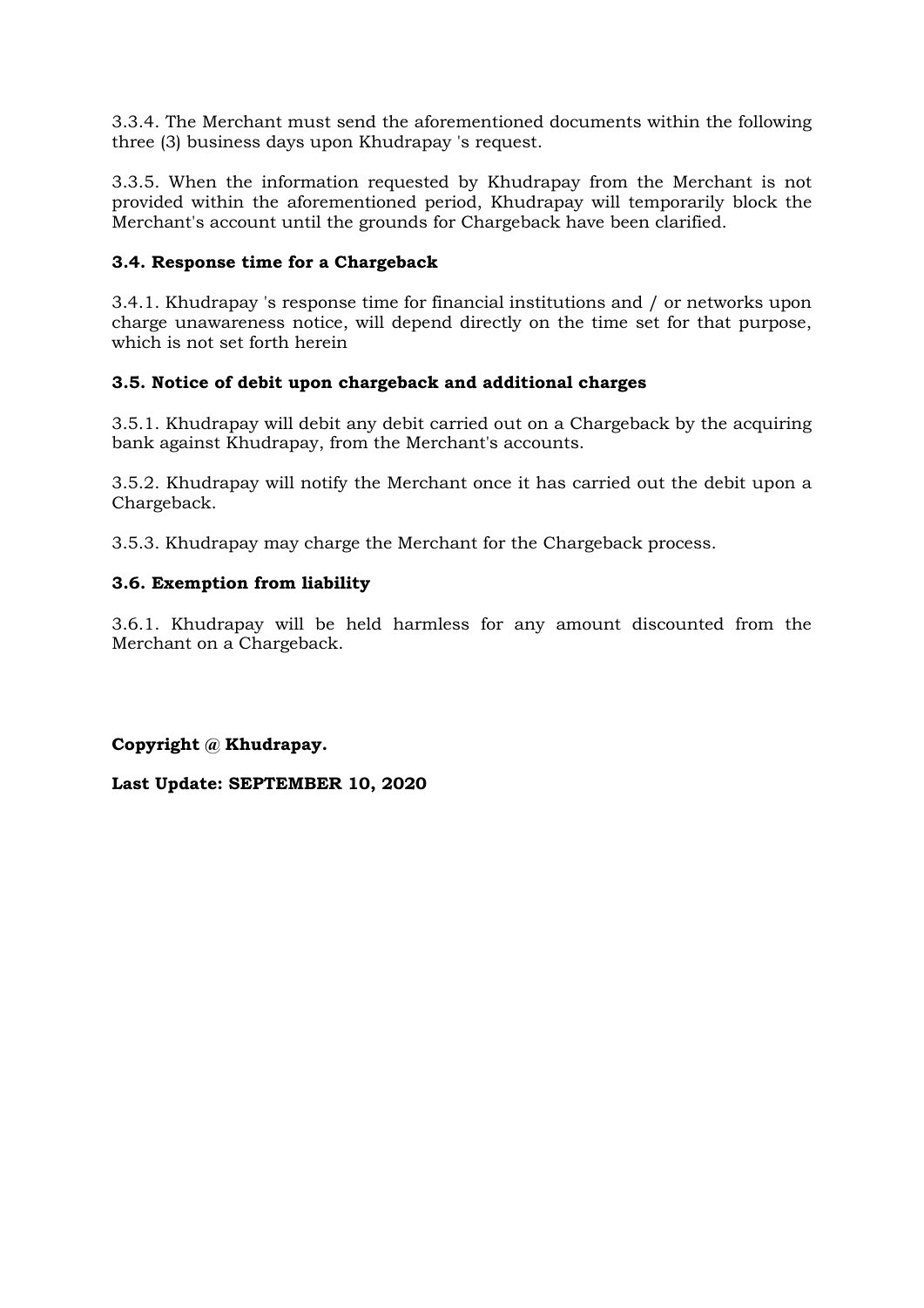3.3.4. The Merchant must send the aforementioned documents within the following three (3) business days upon Khudrapay 's request.

3.3.5. When the information requested by Khudrapay from the Merchant is not provided within the aforementioned period, Khudrapay will temporarily block the Merchant's account until the grounds for Chargeback have been clarified.

### 3.4. Response time for a Chargeback

3.4.1. Khudrapay 's response time for financial institutions and / or networks upon charge unawareness notice, will depend directly on the time set for that purpose, which is not set forth herein

### 3.5. Notice of debit upon chargeback and additional charges

3.5.1. Khudrapay will debit any debit carried out on a Chargeback by the acquiring bank against Khudrapay, from the Merchant's accounts.

3.5.2. Khudrapay will notify the Merchant once it has carried out the debit upon a Chargeback.

3.5.3. Khudrapay may charge the Merchant for the Chargeback process.

### 3.6. Exemption from liability

3.6.1. Khudrapay will be held harmless for any amount discounted from the Merchant on a Chargeback.

**Copyright @ Khudrapay.**

**Last Update: SEPTEMBER 10, 2020**